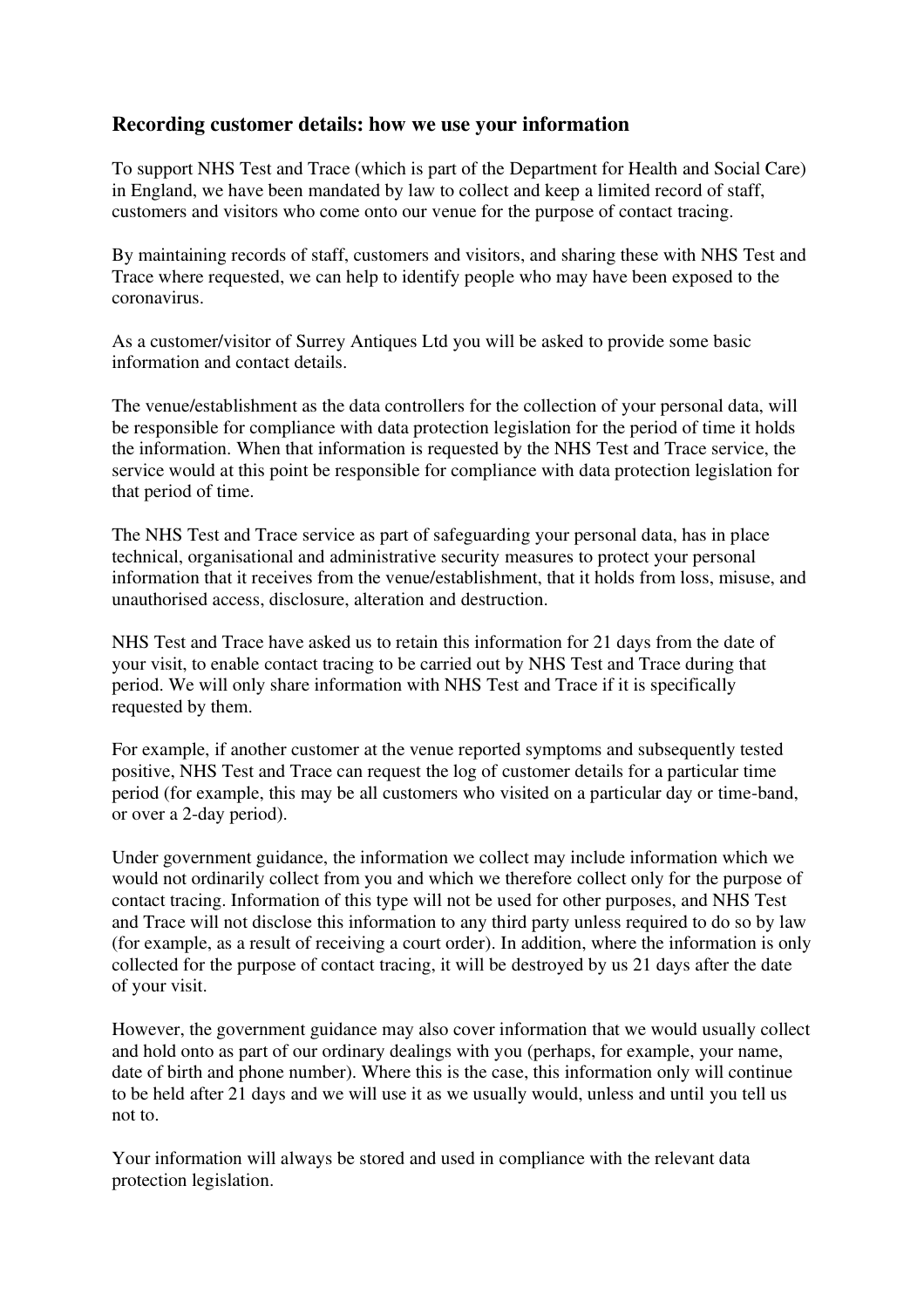## Recording customer details: how we use your information

To support NHS Test and Trace (which is part of the Department for Health and Social Care) in England, we have been mandated by law to collect and keep a limited record of staff, customers and visitors who come onto our venue for the purpose of contact tracing.

By maintaining records of staff, customers and visitors, and sharing these with NHS Test and Trace where requested, we can help to identify people who may have been exposed to the coronavirus.

As a customer/visitor of Surrey Antiques Ltd you will be asked to provide some basic information and contact details.

The venue/establishment as the data controllers for the collection of your personal data, will be responsible for compliance with data protection legislation for the period of time it holds the information. When that information is requested by the NHS Test and Trace service, the service would at this point be responsible for compliance with data protection legislation for that period of time.

The NHS Test and Trace service as part of safeguarding your personal data, has in place technical, organisational and administrative security measures to protect your personal information that it receives from the venue/establishment, that it holds from loss, misuse, and unauthorised access, disclosure, alteration and destruction.

NHS Test and Trace have asked us to retain this information for 21 days from the date of your visit, to enable contact tracing to be carried out by NHS Test and Trace during that period. We will only share information with NHS Test and Trace if it is specifically requested by them.

For example, if another customer at the venue reported symptoms and subsequently tested positive, NHS Test and Trace can request the log of customer details for a particular time period (for example, this may be all customers who visited on a particular day or time-band, or over a 2-day period).

Under government guidance, the information we collect may include information which we would not ordinarily collect from you and which we therefore collect only for the purpose of contact tracing. Information of this type will not be used for other purposes, and NHS Test and Trace will not disclose this information to any third party unless required to do so by law (for example, as a result of receiving a court order). In addition, where the information is only collected for the purpose of contact tracing, it will be destroyed by us 21 days after the date of your visit.

However, the government guidance may also cover information that we would usually collect and hold onto as part of our ordinary dealings with you (perhaps, for example, your name, date of birth and phone number). Where this is the case, this information only will continue to be held after 21 days and we will use it as we usually would, unless and until you tell us not to.

Your information will always be stored and used in compliance with the relevant data protection legislation.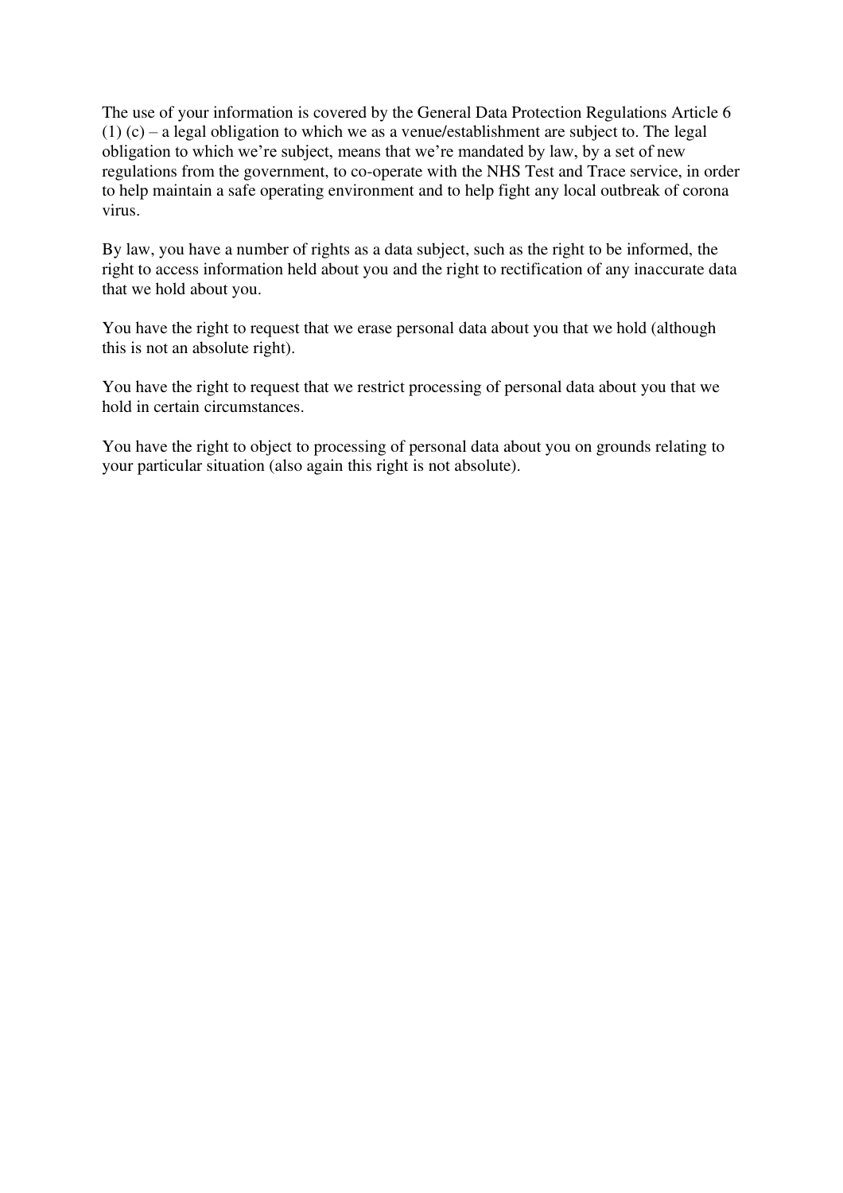The use of your information is covered by the General Data Protection Regulations Article 6 (1) (c) – a legal obligation to which we as a venue/establishment are subject to. The legal obligation to which we're subject, means that we're mandated by law, by a set of new regulations from the government, to co-operate with the NHS Test and Trace service, in order to help maintain a safe operating environment and to help fight any local outbreak of corona virus.

By law, you have a number of rights as a data subject, such as the right to be informed, the right to access information held about you and the right to rectification of any inaccurate data that we hold about you.

You have the right to request that we erase personal data about you that we hold (although this is not an absolute right).

You have the right to request that we restrict processing of personal data about you that we hold in certain circumstances.

You have the right to object to processing of personal data about you on grounds relating to your particular situation (also again this right is not absolute).